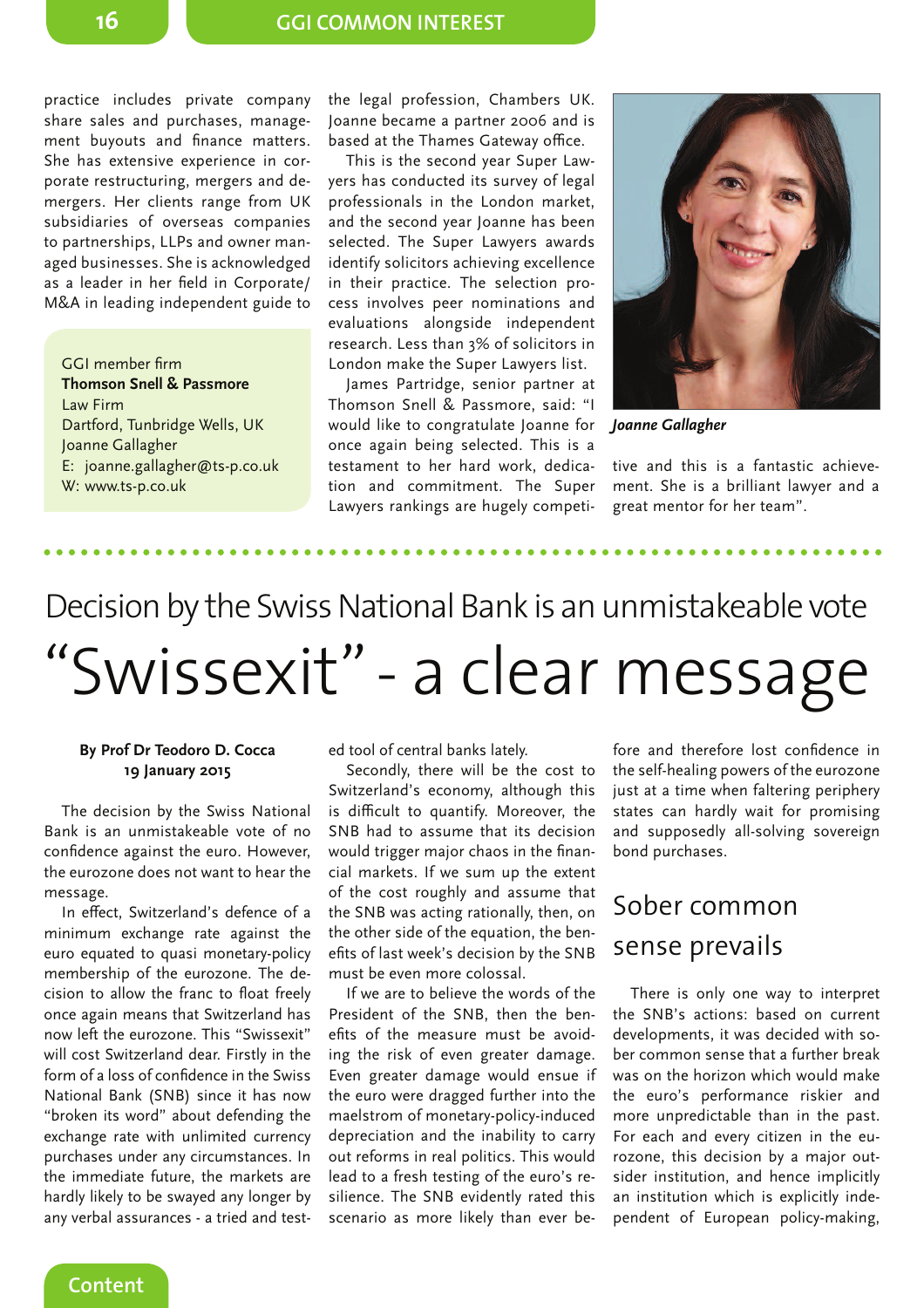practice includes private company share sales and purchases, management buyouts and finance matters. She has extensive experience in corporate restructuring, mergers and demergers. Her clients range from UK subsidiaries of overseas companies to partnerships, LLPs and owner managed businesses. She is acknowledged as a leader in her field in Corporate/ M&A in leading independent guide to the legal profession, Chambers UK. Joanne became a partner 2006 and is based at the Thames Gateway office.

This is the second year Super Lawyers has conducted its survey of legal professionals in the London market, and the second year Joanne has been selected. The Super Lawyers awards identify solicitors achieving excellence in their practice. The selection process involves peer nominations and evaluations alongside independent research. Less than 3% of solicitors in London make the Super Lawyers list.

James Partridge, senior partner at Thomson Snell & Passmore, said: "I would like to congratulate Joanne for once again being selected. This is a testament to her hard work, dedication and commitment. The Super Lawyers rankings are hugely competitive and this is a fantastic achievement. She is a brilliant lawyer and a great mentor for her team".

> GGI member firm
> **Thomson Snell & Passmore**
> Law Firm
> Dartford, Tunbridge Wells, UK
> Joanne Gallagher
> E: joanne.gallagher@ts-p.co.uk
> W: www.ts-p.co.uk

***Joanne Gallagher***

---

## Decision by the Swiss National Bank is an unmistakeable vote

# "Swissexit" - a clear message

**By Prof Dr Teodoro D. Cocca**
**19 January 2015**

The decision by the Swiss National Bank is an unmistakeable vote of no confidence against the euro. However, the eurozone does not want to hear the message.

In effect, Switzerland's defence of a minimum exchange rate against the euro equated to quasi monetary-policy membership of the eurozone. The decision to allow the franc to float freely once again means that Switzerland has now left the eurozone. This "Swissexit" will cost Switzerland dear. Firstly in the form of a loss of confidence in the Swiss National Bank (SNB) since it has now "broken its word" about defending the exchange rate with unlimited currency purchases under any circumstances. In the immediate future, the markets are hardly likely to be swayed any longer by any verbal assurances - a tried and tested tool of central banks lately.

Secondly, there will be the cost to Switzerland's economy, although this is difficult to quantify. Moreover, the SNB had to assume that its decision would trigger major chaos in the financial markets. If we sum up the extent of the cost roughly and assume that the SNB was acting rationally, then, on the other side of the equation, the benefits of last week's decision by the SNB must be even more colossal.

If we are to believe the words of the President of the SNB, then the benefits of the measure must be avoiding the risk of even greater damage. Even greater damage would ensue if the euro were dragged further into the maelstrom of monetary-policy-induced depreciation and the inability to carry out reforms in real politics. This would lead to a fresh testing of the euro's resilience. The SNB evidently rated this scenario as more likely than ever before and therefore lost confidence in the self-healing powers of the eurozone just at a time when faltering periphery states can hardly wait for promising and supposedly all-solving sovereign bond purchases.

## Sober common sense prevails

There is only one way to interpret the SNB's actions: based on current developments, it was decided with sober common sense that a further break was on the horizon which would make the euro's performance riskier and more unpredictable than in the past. For each and every citizen in the eurozone, this decision by a major outsider institution, and hence implicitly an institution which is explicitly independent of European policy-making,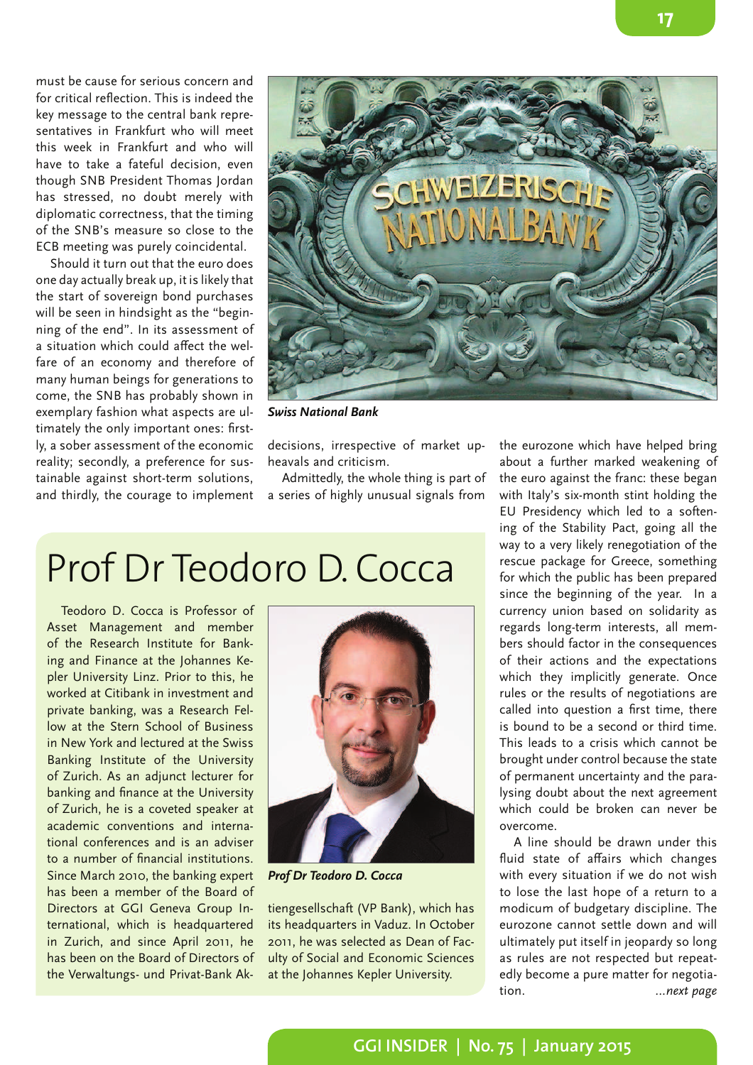must be cause for serious concern and for critical reflection. This is indeed the key message to the central bank representatives in Frankfurt who will meet this week in Frankfurt and who will have to take a fateful decision, even though SNB President Thomas Jordan has stressed, no doubt merely with diplomatic correctness, that the timing of the SNB's measure so close to the ECB meeting was purely coincidental.

Should it turn out that the euro does one day actually break up, it is likely that the start of sovereign bond purchases will be seen in hindsight as the "beginning of the end". In its assessment of a situation which could affect the welfare of an economy and therefore of many human beings for generations to come, the SNB has probably shown in exemplary fashion what aspects are ultimately the only important ones: firstly, a sober assessment of the economic reality; secondly, a preference for sustainable against short-term solutions, and thirdly, the courage to implement decisions, irrespective of market upheavals and criticism.

*Swiss National Bank*

Admittedly, the whole thing is part of a series of highly unusual signals from the eurozone which have helped bring about a further marked weakening of the euro against the franc: these began with Italy's six-month stint holding the EU Presidency which led to a softening of the Stability Pact, going all the way to a very likely renegotiation of the rescue package for Greece, something for which the public has been prepared since the beginning of the year. In a currency union based on solidarity as regards long-term interests, all members should factor in the consequences of their actions and the expectations which they implicitly generate. Once rules or the results of negotiations are called into question a first time, there is bound to be a second or third time. This leads to a crisis which cannot be brought under control because the state of permanent uncertainty and the paralysing doubt about the next agreement which could be broken can never be overcome.

A line should be drawn under this fluid state of affairs which changes with every situation if we do not wish to lose the last hope of a return to a modicum of budgetary discipline. The eurozone cannot settle down and will ultimately put itself in jeopardy so long as rules are not respected but repeatedly become a pure matter for negotiation. *...next page*

# Prof Dr Teodoro D. Cocca

Teodoro D. Cocca is Professor of Asset Management and member of the Research Institute for Banking and Finance at the Johannes Kepler University Linz. Prior to this, he worked at Citibank in investment and private banking, was a Research Fellow at the Stern School of Business in New York and lectured at the Swiss Banking Institute of the University of Zurich. As an adjunct lecturer for banking and finance at the University of Zurich, he is a coveted speaker at academic conventions and international conferences and is an adviser to a number of financial institutions. Since March 2010, the banking expert has been a member of the Board of Directors at GGI Geneva Group International, which is headquartered in Zurich, and since April 2011, he has been on the Board of Directors of the Verwaltungs- und Privat-Bank Aktiengesellschaft (VP Bank), which has its headquarters in Vaduz. In October 2011, he was selected as Dean of Faculty of Social and Economic Sciences at the Johannes Kepler University.

*Prof Dr Teodoro D. Cocca*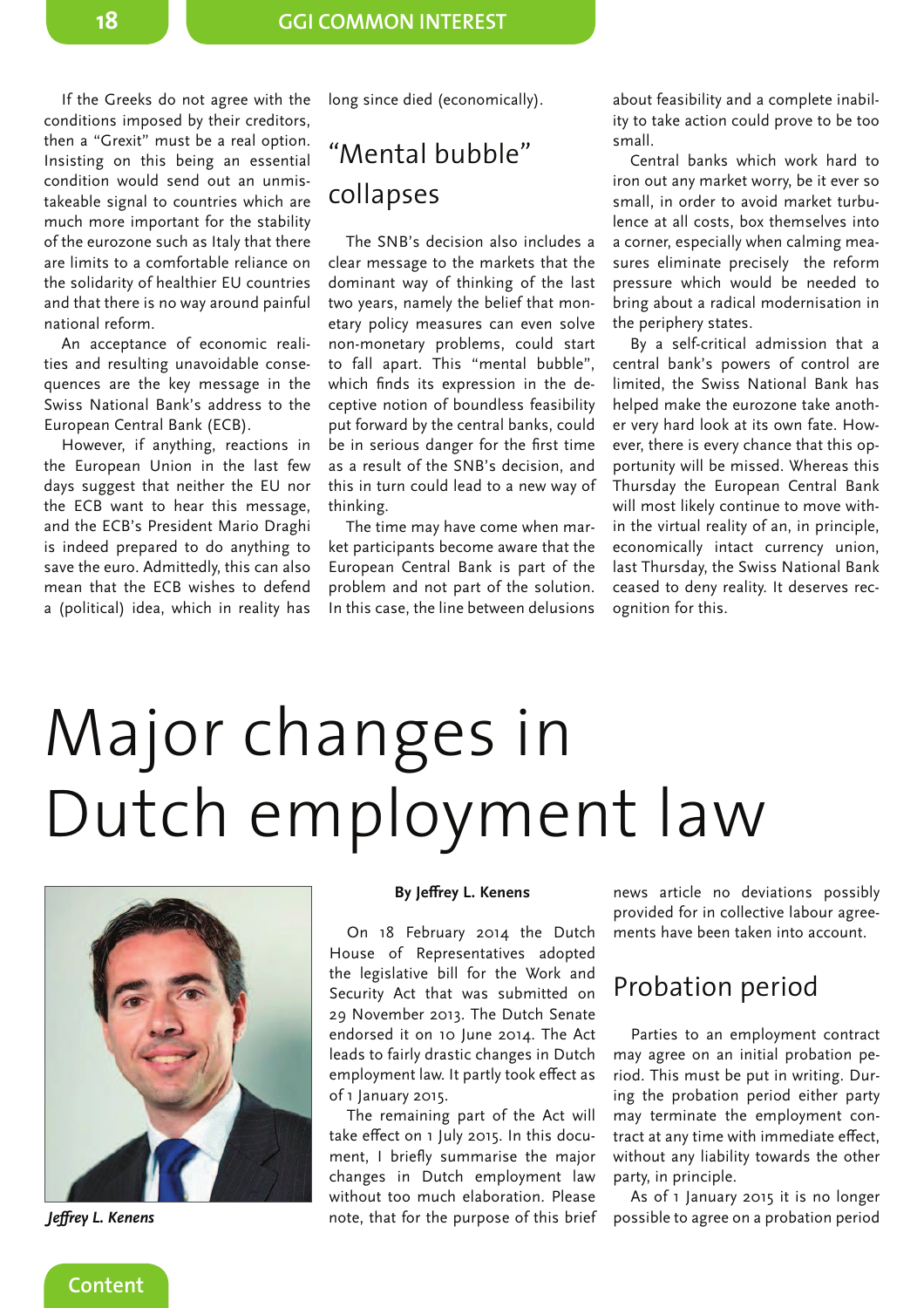If the Greeks do not agree with the conditions imposed by their creditors, then a "Grexit" must be a real option. Insisting on this being an essential condition would send out an unmistakeable signal to countries which are much more important for the stability of the eurozone such as Italy that there are limits to a comfortable reliance on the solidarity of healthier EU countries and that there is no way around painful national reform.

An acceptance of economic realities and resulting unavoidable consequences are the key message in the Swiss National Bank's address to the European Central Bank (ECB).

However, if anything, reactions in the European Union in the last few days suggest that neither the EU nor the ECB want to hear this message, and the ECB's President Mario Draghi is indeed prepared to do anything to save the euro. Admittedly, this can also mean that the ECB wishes to defend a (political) idea, which in reality has long since died (economically).

## "Mental bubble" collapses

The SNB's decision also includes a clear message to the markets that the dominant way of thinking of the last two years, namely the belief that monetary policy measures can even solve non-monetary problems, could start to fall apart. This "mental bubble", which finds its expression in the deceptive notion of boundless feasibility put forward by the central banks, could be in serious danger for the first time as a result of the SNB's decision, and this in turn could lead to a new way of thinking.

The time may have come when market participants become aware that the European Central Bank is part of the problem and not part of the solution. In this case, the line between delusions about feasibility and a complete inability to take action could prove to be too small.

Central banks which work hard to iron out any market worry, be it ever so small, in order to avoid market turbulence at all costs, box themselves into a corner, especially when calming measures eliminate precisely the reform pressure which would be needed to bring about a radical modernisation in the periphery states.

By a self-critical admission that a central bank's powers of control are limited, the Swiss National Bank has helped make the eurozone take another very hard look at its own fate. However, there is every chance that this opportunity will be missed. Whereas this Thursday the European Central Bank will most likely continue to move within the virtual reality of an, in principle, economically intact currency union, last Thursday, the Swiss National Bank ceased to deny reality. It deserves recognition for this.

# Major changes in Dutch employment law

*Jeffrey L. Kenens*

**By Jeffrey L. Kenens**

On 18 February 2014 the Dutch House of Representatives adopted the legislative bill for the Work and Security Act that was submitted on 29 November 2013. The Dutch Senate endorsed it on 10 June 2014. The Act leads to fairly drastic changes in Dutch employment law. It partly took effect as of 1 January 2015.

The remaining part of the Act will take effect on 1 July 2015. In this document, I briefly summarise the major changes in Dutch employment law without too much elaboration. Please note, that for the purpose of this brief news article no deviations possibly provided for in collective labour agreements have been taken into account.

## Probation period

Parties to an employment contract may agree on an initial probation period. This must be put in writing. During the probation period either party may terminate the employment contract at any time with immediate effect, without any liability towards the other party, in principle.

As of 1 January 2015 it is no longer possible to agree on a probation period